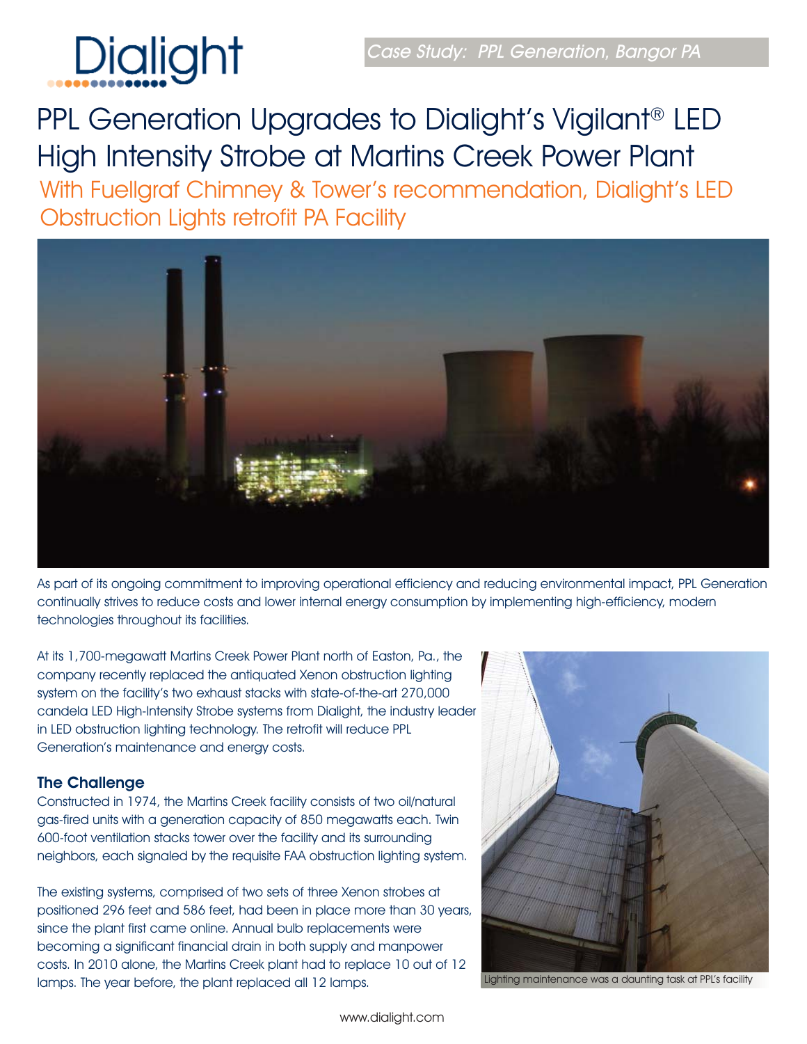Case Study: PPL Generation, Bangor PA

# PPL Generation Upgrades to Dialight's Vigilant® LED High Intensity Strobe at Martins Creek Power Plant

## With Fuellgraf Chimney & Tower's recommendation, Dialight's LED Obstruction Lights retrofit PA Facility

As part of its ongoing commitment to improving operational efficiency and reducing environmental impact, PPL Generation continually strives to reduce costs and lower internal energy consumption by implementing high-efficiency, modern technologies throughout its facilities.

At its 1,700-megawatt Martins Creek Power Plant north of Easton, Pa., the company recently replaced the antiquated Xenon obstruction lighting system on the facility's two exhaust stacks with state-of-the-art 270,000 candela LED High-Intensity Strobe systems from Dialight, the industry leader in LED obstruction lighting technology. The retrofit will reduce PPL Generation's maintenance and energy costs.

### The Challenge

Constructed in 1974, the Martins Creek facility consists of two oil/natural gas-fired units with a generation capacity of 850 megawatts each. Twin 600-foot ventilation stacks tower over the facility and its surrounding neighbors, each signaled by the requisite FAA obstruction lighting system.

The existing systems, comprised of two sets of three Xenon strobes at positioned 296 feet and 586 feet, had been in place more than 30 years, since the plant first came online. Annual bulb replacements were becoming a significant financial drain in both supply and manpower costs. In 2010 alone, the Martins Creek plant had to replace 10 out of 12 lamps. The year before, the plant replaced all 12 lamps.

Lighting maintenance was a daunting task at PPL's facility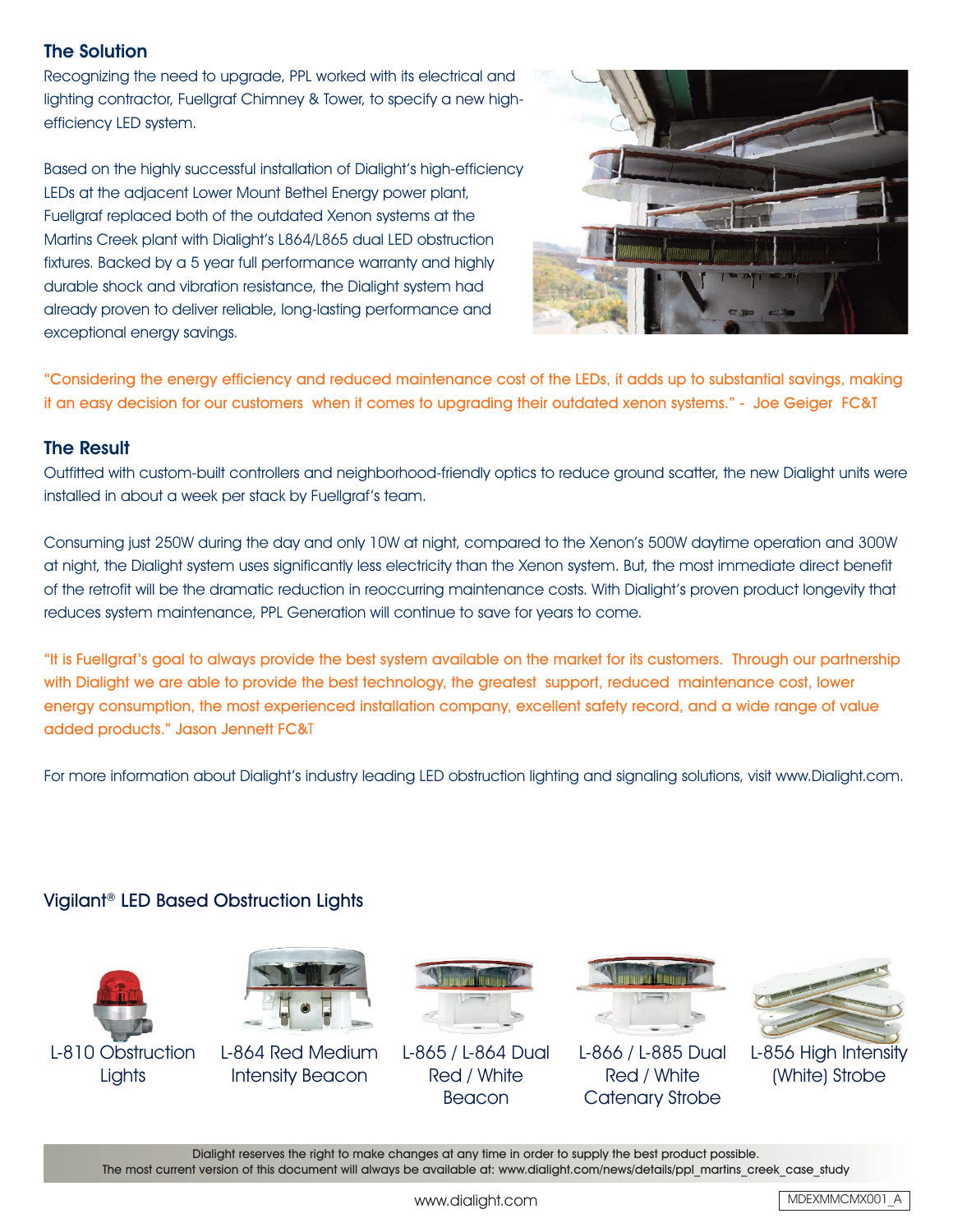## The Solution

Recognizing the need to upgrade, PPL worked with its electrical and lighting contractor, Fuellgraf Chimney & Tower, to specify a new high-efficiency LED system.

Based on the highly successful installation of Dialight's high-efficiency LEDs at the adjacent Lower Mount Bethel Energy power plant, Fuellgraf replaced both of the outdated Xenon systems at the Martins Creek plant with Dialight's L864/L865 dual LED obstruction fixtures. Backed by a 5 year full performance warranty and highly durable shock and vibration resistance, the Dialight system had already proven to deliver reliable, long-lasting performance and exceptional energy savings.

"Considering the energy efficiency and reduced maintenance cost of the LEDs, it adds up to substantial savings, making it an easy decision for our customers when it comes to upgrading their outdated xenon systems." - Joe Geiger FC&T

## The Result

Outfitted with custom-built controllers and neighborhood-friendly optics to reduce ground scatter, the new Dialight units were installed in about a week per stack by Fuellgraf's team.

Consuming just 250W during the day and only 10W at night, compared to the Xenon's 500W daytime operation and 300W at night, the Dialight system uses significantly less electricity than the Xenon system. But, the most immediate direct benefit of the retrofit will be the dramatic reduction in reoccurring maintenance costs. With Dialight's proven product longevity that reduces system maintenance, PPL Generation will continue to save for years to come.

"It is Fuellgraf's goal to always provide the best system available on the market for its customers. Through our partnership with Dialight we are able to provide the best technology, the greatest support, reduced maintenance cost, lower energy consumption, the most experienced installation company, excellent safety record, and a wide range of value added products." Jason Jennett FC&T

For more information about Dialight's industry leading LED obstruction lighting and signaling solutions, visit www.Dialight.com.

### Vigilant® LED Based Obstruction Lights

L-810 Obstruction Lights

L-864 Red Medium Intensity Beacon

L-865 / L-864 Dual Red / White Beacon

L-866 / L-885 Dual Red / White Catenary Strobe

L-856 High Intensity (White) Strobe

Dialight reserves the right to make changes at any time in order to supply the best product possible.
The most current version of this document will always be available at: www.dialight.com/news/details/ppl_martins_creek_case_study

www.dialight.com

MDEXMMCMX001_A